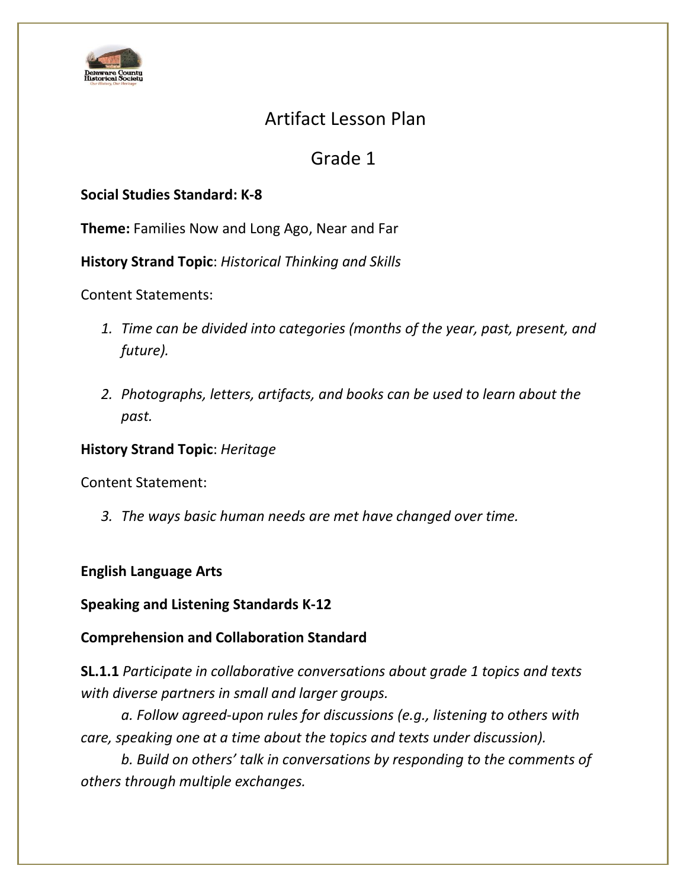# Artifact Lesson Plan

## Grade 1

**Social Studies Standard: K-8**

**Theme:** Families Now and Long Ago, Near and Far

**History Strand Topic**: *Historical Thinking and Skills*

Content Statements:

1. *Time can be divided into categories (months of the year, past, present, and future).*

2. *Photographs, letters, artifacts, and books can be used to learn about the past.*

**History Strand Topic**: *Heritage*

Content Statement:

3. *The ways basic human needs are met have changed over time.*

**English Language Arts**

**Speaking and Listening Standards K-12**

**Comprehension and Collaboration Standard**

**SL.1.1** *Participate in collaborative conversations about grade 1 topics and texts with diverse partners in small and larger groups.*

*a. Follow agreed-upon rules for discussions (e.g., listening to others with care, speaking one at a time about the topics and texts under discussion).*

*b. Build on others' talk in conversations by responding to the comments of others through multiple exchanges.*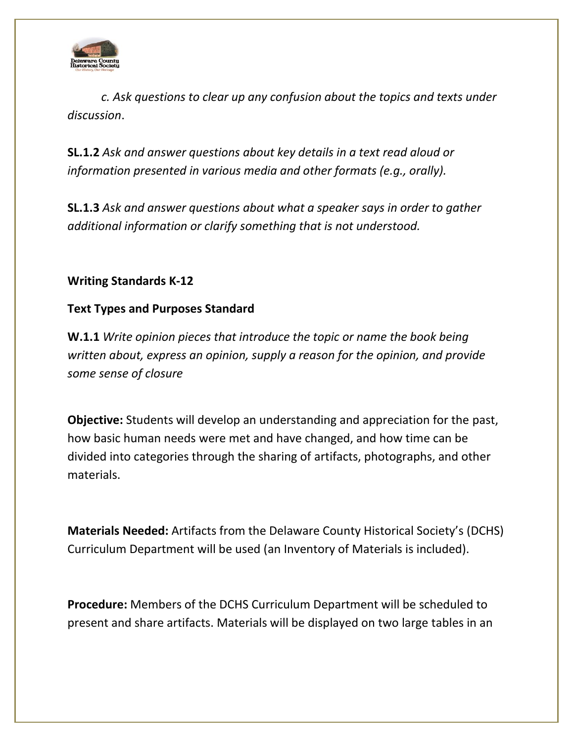*c. Ask questions to clear up any confusion about the topics and texts under discussion*.

**SL.1.2** *Ask and answer questions about key details in a text read aloud or information presented in various media and other formats (e.g., orally).*

**SL.1.3** *Ask and answer questions about what a speaker says in order to gather additional information or clarify something that is not understood.*

**Writing Standards K-12**

**Text Types and Purposes Standard**

**W.1.1** *Write opinion pieces that introduce the topic or name the book being written about, express an opinion, supply a reason for the opinion, and provide some sense of closure*

**Objective:** Students will develop an understanding and appreciation for the past, how basic human needs were met and have changed, and how time can be divided into categories through the sharing of artifacts, photographs, and other materials.

**Materials Needed:** Artifacts from the Delaware County Historical Society's (DCHS) Curriculum Department will be used (an Inventory of Materials is included).

**Procedure:** Members of the DCHS Curriculum Department will be scheduled to present and share artifacts. Materials will be displayed on two large tables in an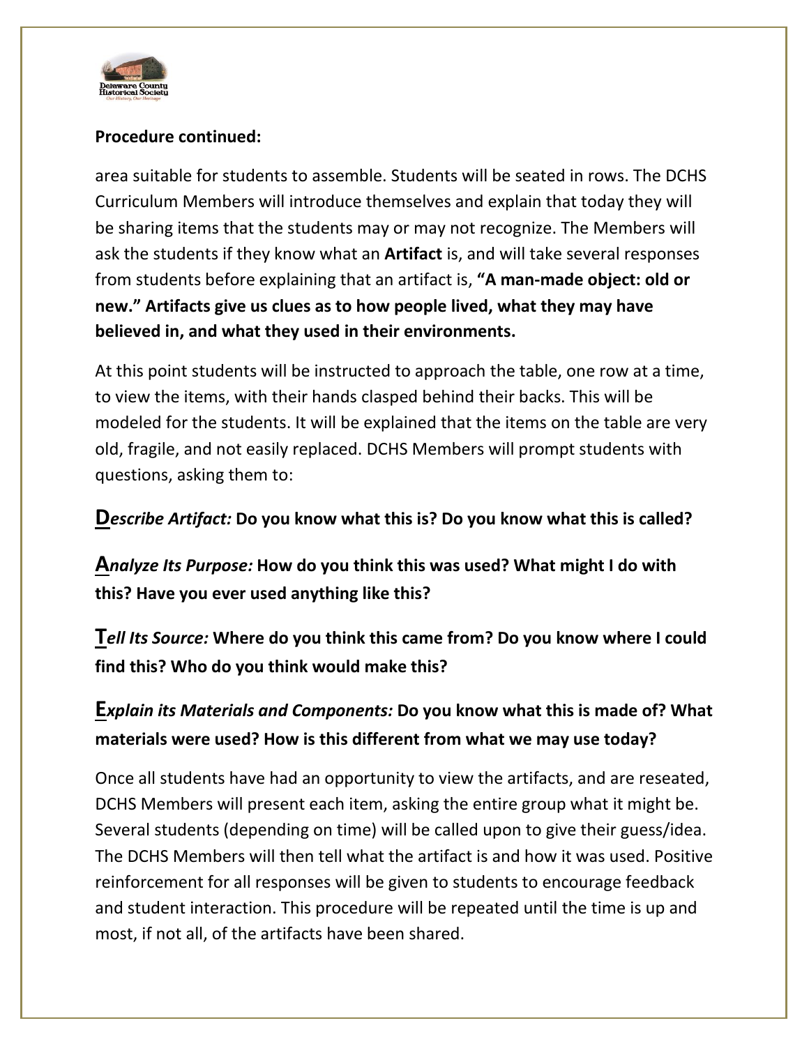**Procedure continued:**

area suitable for students to assemble. Students will be seated in rows. The DCHS Curriculum Members will introduce themselves and explain that today they will be sharing items that the students may or may not recognize. The Members will ask the students if they know what an **Artifact** is, and will take several responses from students before explaining that an artifact is, **"A man-made object: old or new." Artifacts give us clues as to how people lived, what they may have believed in, and what they used in their environments.**

At this point students will be instructed to approach the table, one row at a time, to view the items, with their hands clasped behind their backs. This will be modeled for the students. It will be explained that the items on the table are very old, fragile, and not easily replaced. DCHS Members will prompt students with questions, asking them to:

**D***escribe Artifact:* **Do you know what this is? Do you know what this is called?**

**A***nalyze Its Purpose:* **How do you think this was used? What might I do with this? Have you ever used anything like this?**

**T***ell Its Source:* **Where do you think this came from? Do you know where I could find this? Who do you think would make this?**

**E***xplain its Materials and Components:* **Do you know what this is made of? What materials were used? How is this different from what we may use today?**

Once all students have had an opportunity to view the artifacts, and are reseated, DCHS Members will present each item, asking the entire group what it might be. Several students (depending on time) will be called upon to give their guess/idea. The DCHS Members will then tell what the artifact is and how it was used. Positive reinforcement for all responses will be given to students to encourage feedback and student interaction. This procedure will be repeated until the time is up and most, if not all, of the artifacts have been shared.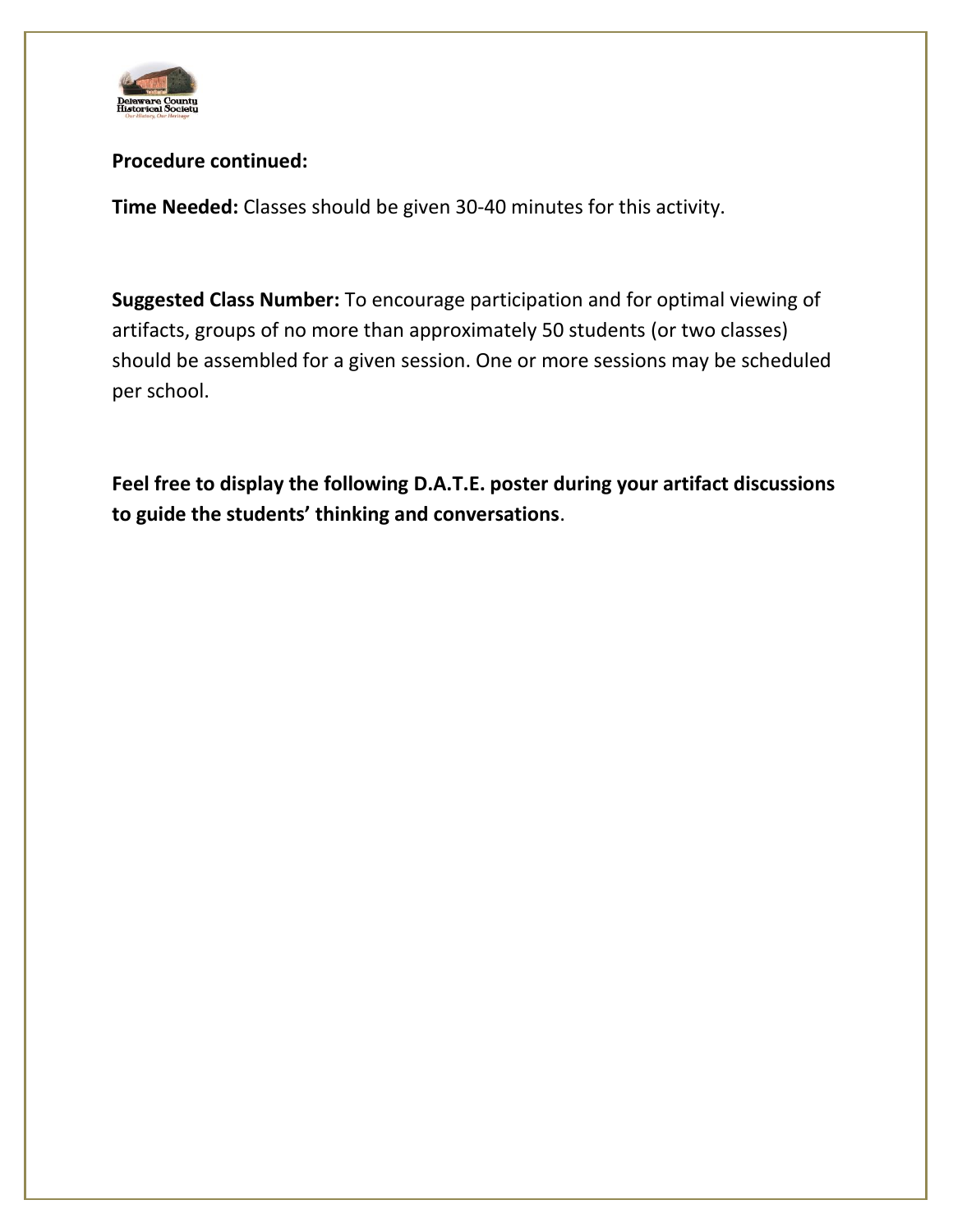**Procedure continued:**

**Time Needed:** Classes should be given 30-40 minutes for this activity.

**Suggested Class Number:** To encourage participation and for optimal viewing of artifacts, groups of no more than approximately 50 students (or two classes) should be assembled for a given session. One or more sessions may be scheduled per school.

**Feel free to display the following D.A.T.E. poster during your artifact discussions to guide the students' thinking and conversations**.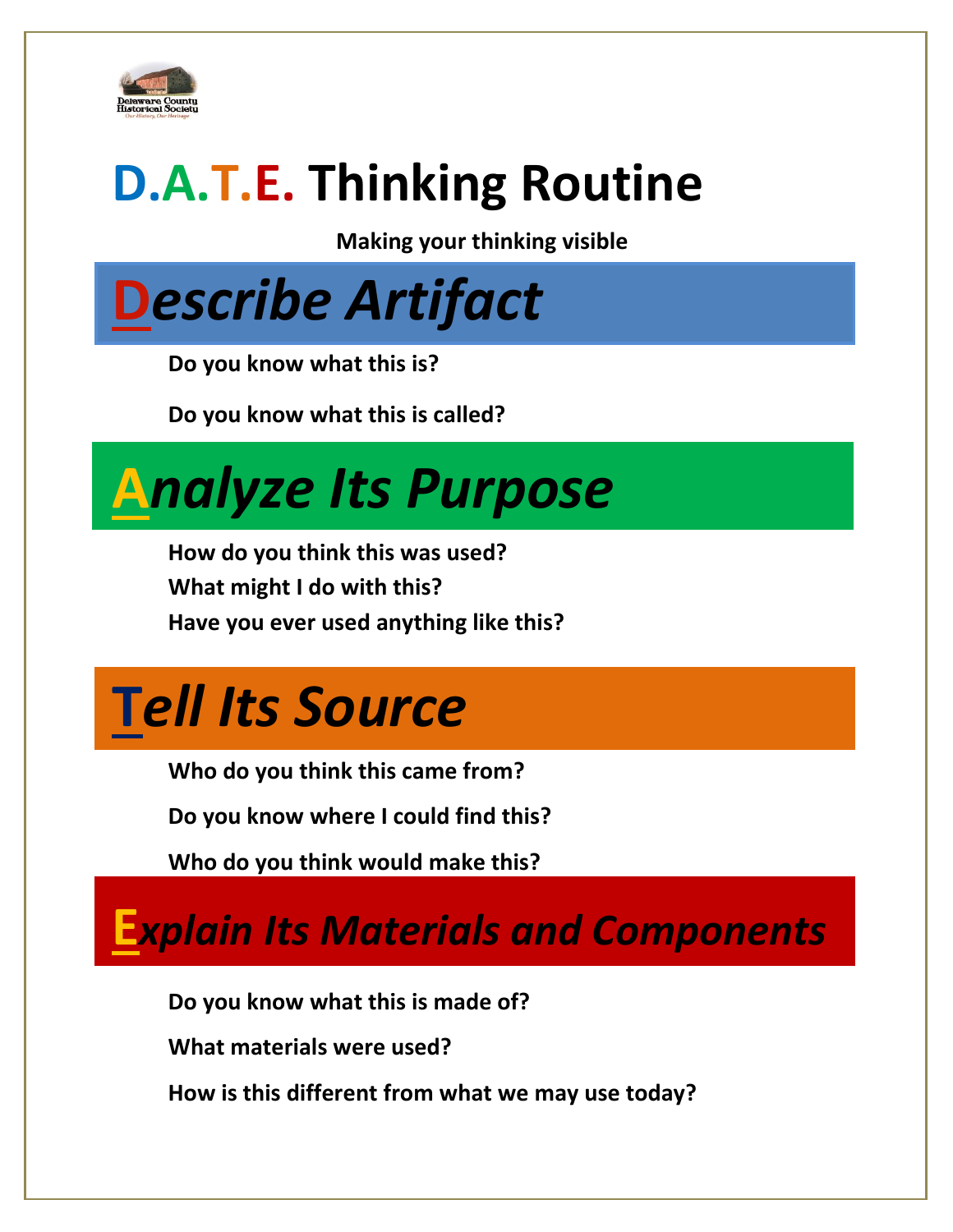# D.A.T.E. Thinking Routine

**Making your thinking visible**

## *Describe Artifact*

**Do you know what this is?**

**Do you know what this is called?**

## *Analyze Its Purpose*

**How do you think this was used?**

**What might I do with this?**

**Have you ever used anything like this?**

## *Tell Its Source*

**Who do you think this came from?**

**Do you know where I could find this?**

**Who do you think would make this?**

## *Explain Its Materials and Components*

**Do you know what this is made of?**

**What materials were used?**

**How is this different from what we may use today?**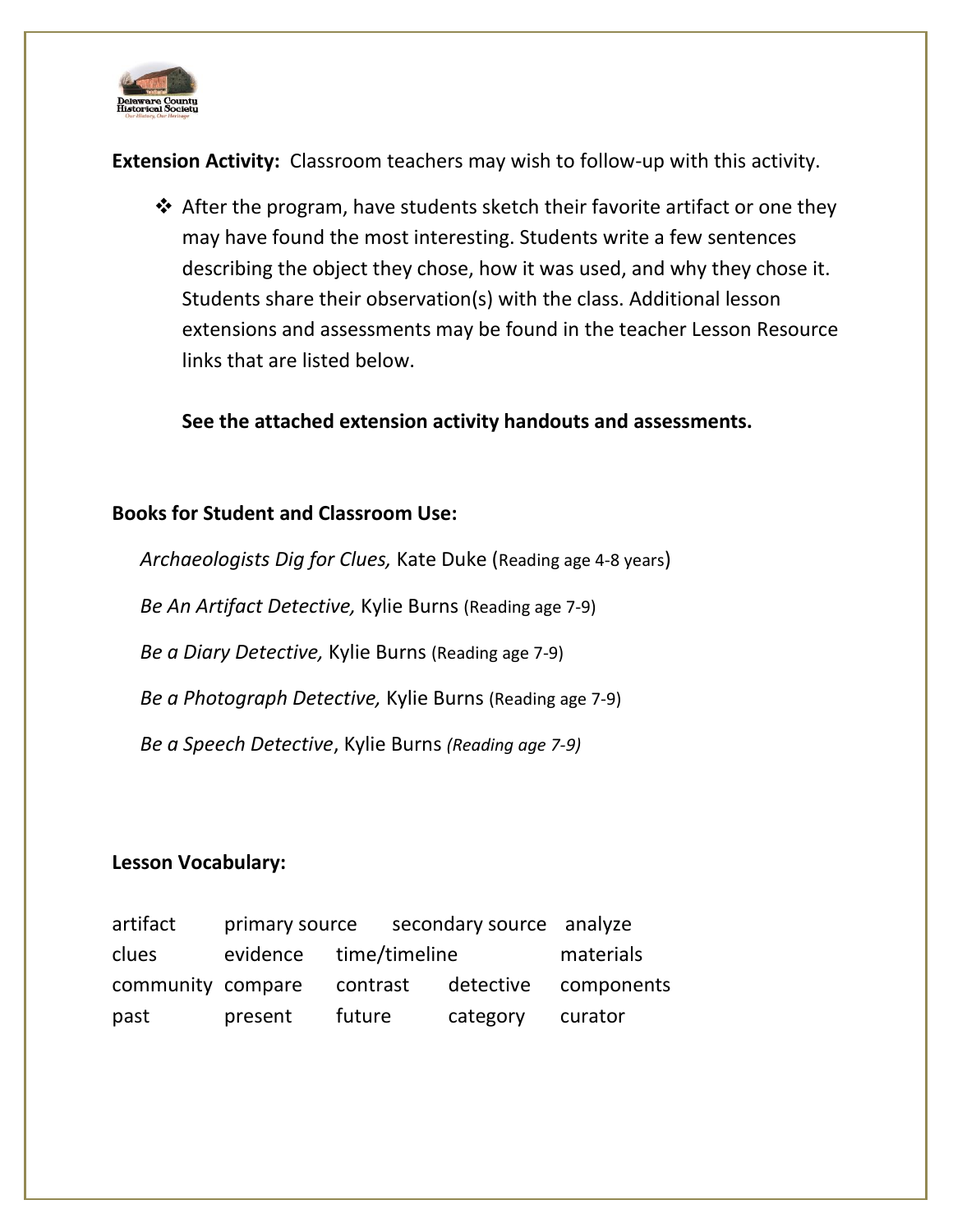**Extension Activity:** Classroom teachers may wish to follow-up with this activity.

- After the program, have students sketch their favorite artifact or one they may have found the most interesting. Students write a few sentences describing the object they chose, how it was used, and why they chose it. Students share their observation(s) with the class. Additional lesson extensions and assessments may be found in the teacher Lesson Resource links that are listed below.

  **See the attached extension activity handouts and assessments.**

**Books for Student and Classroom Use:**

*Archaeologists Dig for Clues,* Kate Duke (Reading age 4-8 years)

*Be An Artifact Detective,* Kylie Burns (Reading age 7-9)

*Be a Diary Detective,* Kylie Burns (Reading age 7-9)

*Be a Photograph Detective,* Kylie Burns (Reading age 7-9)

*Be a Speech Detective*, Kylie Burns *(Reading age 7-9)*

**Lesson Vocabulary:**

| | | | | |
|---|---|---|---|---|
| artifact | primary source | secondary source | | analyze |
| clues | evidence | time/timeline | | materials |
| community | compare | contrast | detective | components |
| past | present | future | category | curator |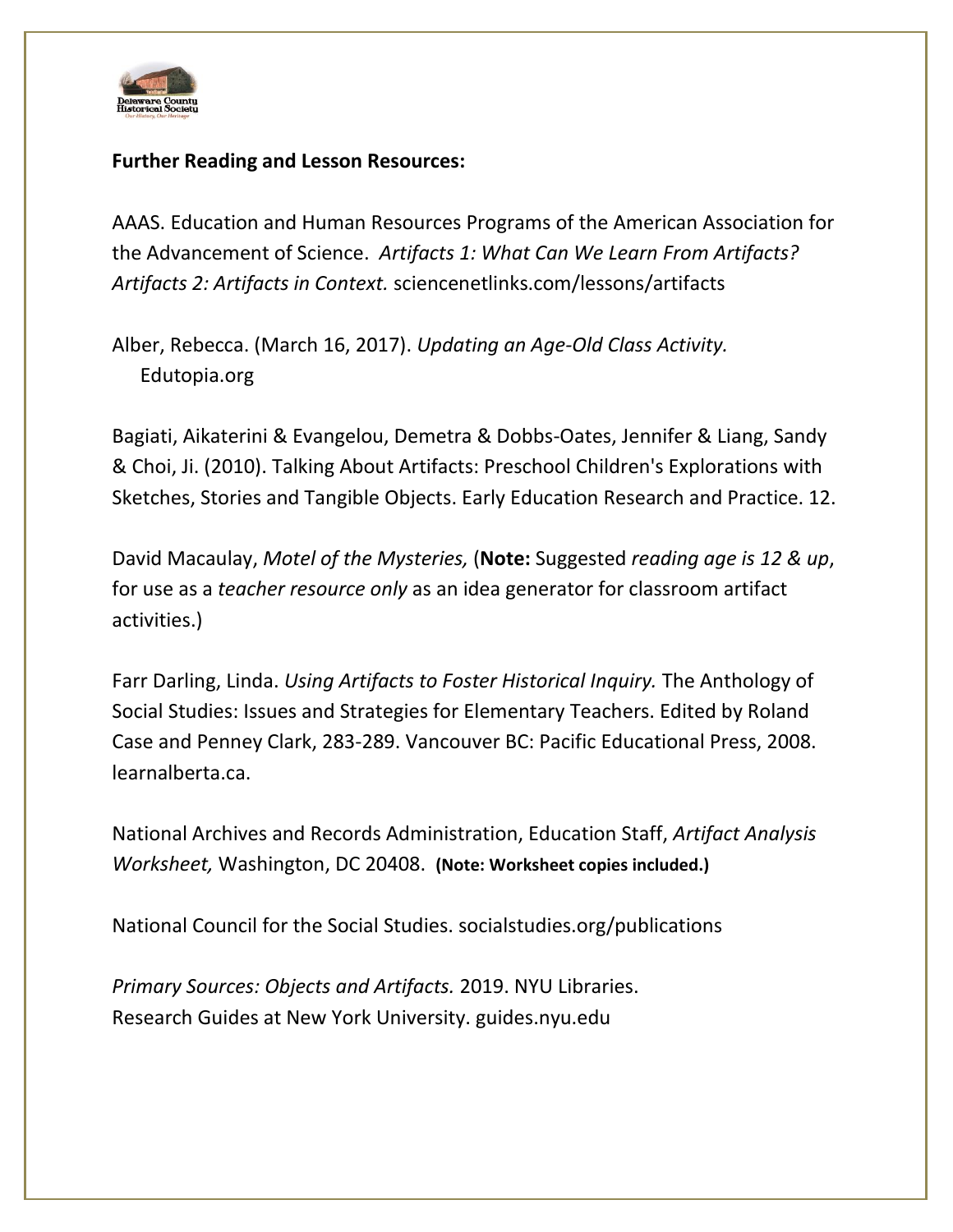**Further Reading and Lesson Resources:**

AAAS. Education and Human Resources Programs of the American Association for the Advancement of Science. *Artifacts 1: What Can We Learn From Artifacts? Artifacts 2: Artifacts in Context.* sciencenetlinks.com/lessons/artifacts

Alber, Rebecca. (March 16, 2017). *Updating an Age-Old Class Activity.* Edutopia.org

Bagiati, Aikaterini & Evangelou, Demetra & Dobbs-Oates, Jennifer & Liang, Sandy & Choi, Ji. (2010). Talking About Artifacts: Preschool Children's Explorations with Sketches, Stories and Tangible Objects. Early Education Research and Practice. 12.

David Macaulay, *Motel of the Mysteries,* (**Note:** Suggested *reading age is 12 & up*, for use as a *teacher resource only* as an idea generator for classroom artifact activities.)

Farr Darling, Linda. *Using Artifacts to Foster Historical Inquiry.* The Anthology of Social Studies: Issues and Strategies for Elementary Teachers. Edited by Roland Case and Penney Clark, 283-289. Vancouver BC: Pacific Educational Press, 2008. learnalberta.ca.

National Archives and Records Administration, Education Staff, *Artifact Analysis Worksheet,* Washington, DC 20408. **(Note: Worksheet copies included.)**

National Council for the Social Studies. socialstudies.org/publications

*Primary Sources: Objects and Artifacts.* 2019. NYU Libraries. Research Guides at New York University. guides.nyu.edu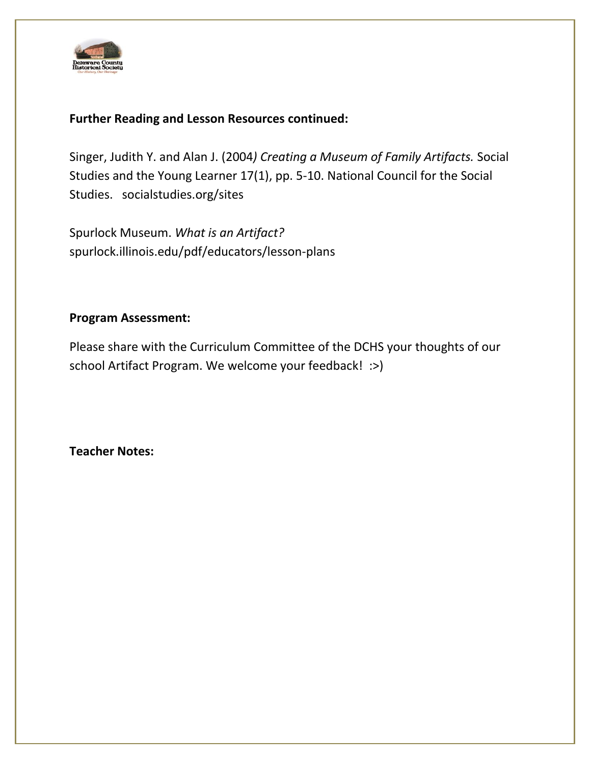**Further Reading and Lesson Resources continued:**

Singer, Judith Y. and Alan J. (2004*) Creating a Museum of Family Artifacts.* Social Studies and the Young Learner 17(1), pp. 5-10. National Council for the Social Studies. socialstudies.org/sites

Spurlock Museum. *What is an Artifact?* spurlock.illinois.edu/pdf/educators/lesson-plans

**Program Assessment:**

Please share with the Curriculum Committee of the DCHS your thoughts of our school Artifact Program. We welcome your feedback! :>)

**Teacher Notes:**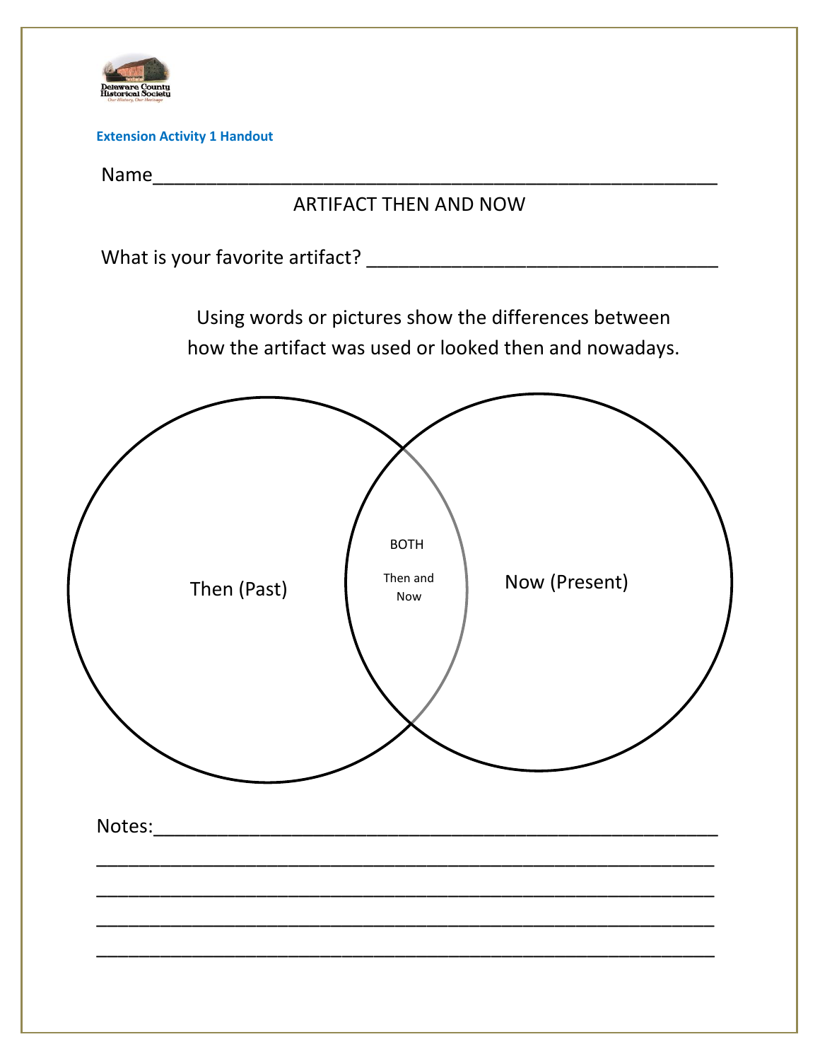Delaware County Historical Society
*Our History, Our Heritage*

**Extension Activity 1 Handout**

Name_______________________________________________________

ARTIFACT THEN AND NOW

What is your favorite artifact? _________________________________

Using words or pictures show the differences between how the artifact was used or looked then and nowadays.

Then (Past)

BOTH

Then and Now

Now (Present)

Notes:_______________________________________________________

_____________________________________________________________

_____________________________________________________________

_____________________________________________________________

_____________________________________________________________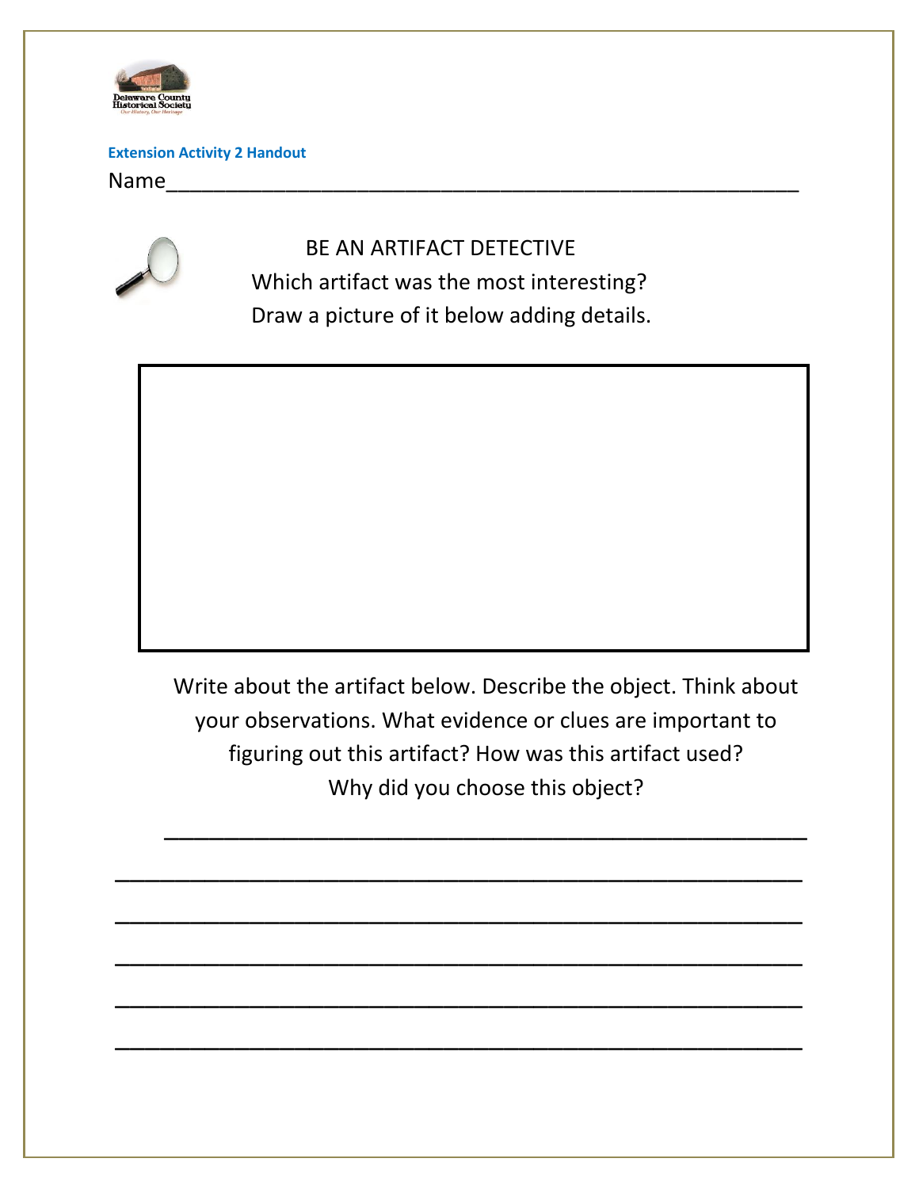Delaware County Historical Society
Our History, Our Heritage

**Extension Activity 2 Handout**

Name_______________________________________________________

## BE AN ARTIFACT DETECTIVE

Which artifact was the most interesting?
Draw a picture of it below adding details.

Write about the artifact below. Describe the object. Think about your observations. What evidence or clues are important to figuring out this artifact? How was this artifact used? Why did you choose this object?

_______________________________________________________

_______________________________________________________

_______________________________________________________

_______________________________________________________

_______________________________________________________

_______________________________________________________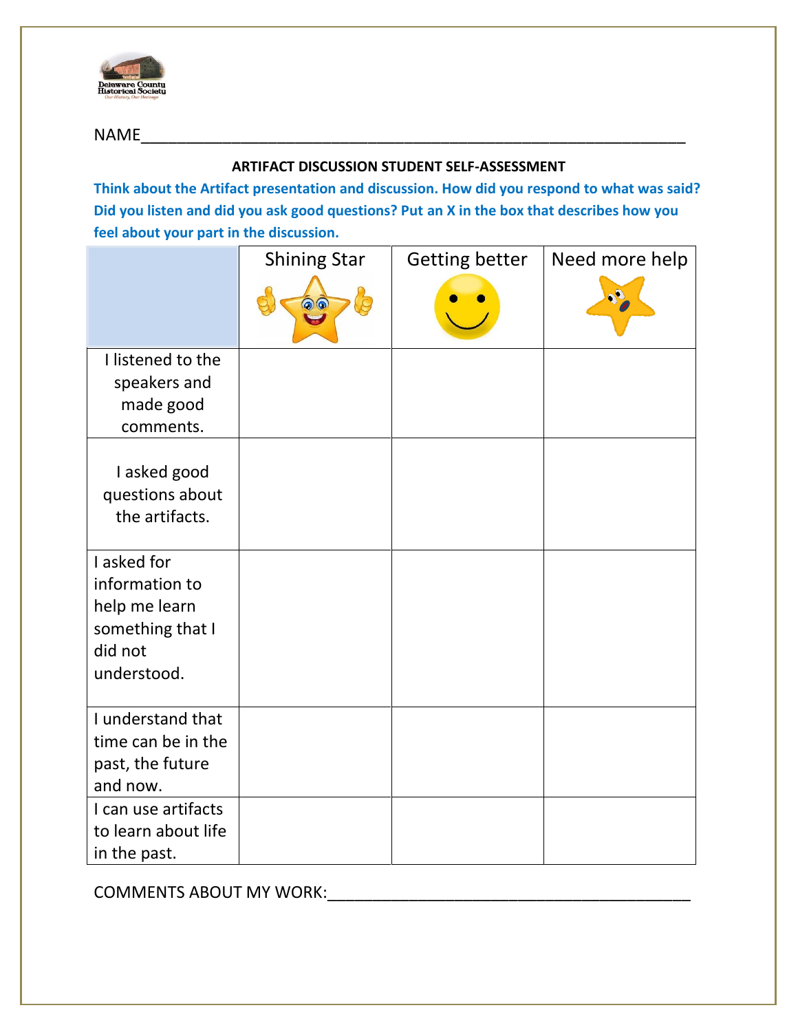NAME_______________________________________________________________

**ARTIFACT DISCUSSION STUDENT SELF-ASSESSMENT**

**Think about the Artifact presentation and discussion. How did you respond to what was said? Did you listen and did you ask good questions? Put an X in the box that describes how you feel about your part in the discussion.**

| | Shining Star | Getting better | Need more help |
|---|---|---|---|
| I listened to the speakers and made good comments. | | | |
| I asked good questions about the artifacts. | | | |
| I asked for information to help me learn something that I did not understood. | | | |
| I understand that time can be in the past, the future and now. | | | |
| I can use artifacts to learn about life in the past. | | | |

COMMENTS ABOUT MY WORK:___________________________________________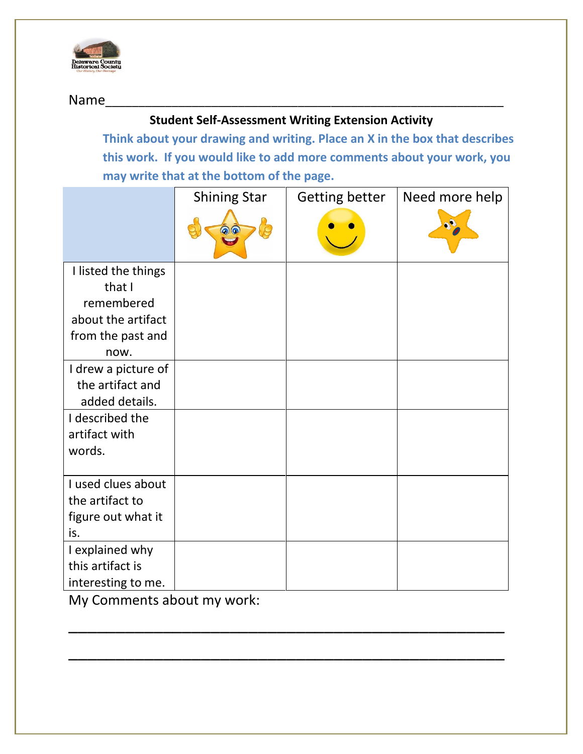Delaware County Historical Society
Our History, Our Heritage

Name_______________________________________________________

**Student Self-Assessment Writing Extension Activity**

**Think about your drawing and writing. Place an X in the box that describes this work. If you would like to add more comments about your work, you may write that at the bottom of the page.**

| | Shining Star | Getting better | Need more help |
|---|---|---|---|
| I listed the things that I remembered about the artifact from the past and now. | | | |
| I drew a picture of the artifact and added details. | | | |
| I described the artifact with words. | | | |
| I used clues about the artifact to figure out what it is. | | | |
| I explained why this artifact is interesting to me. | | | |

My Comments about my work:

_______________________________________________________

_______________________________________________________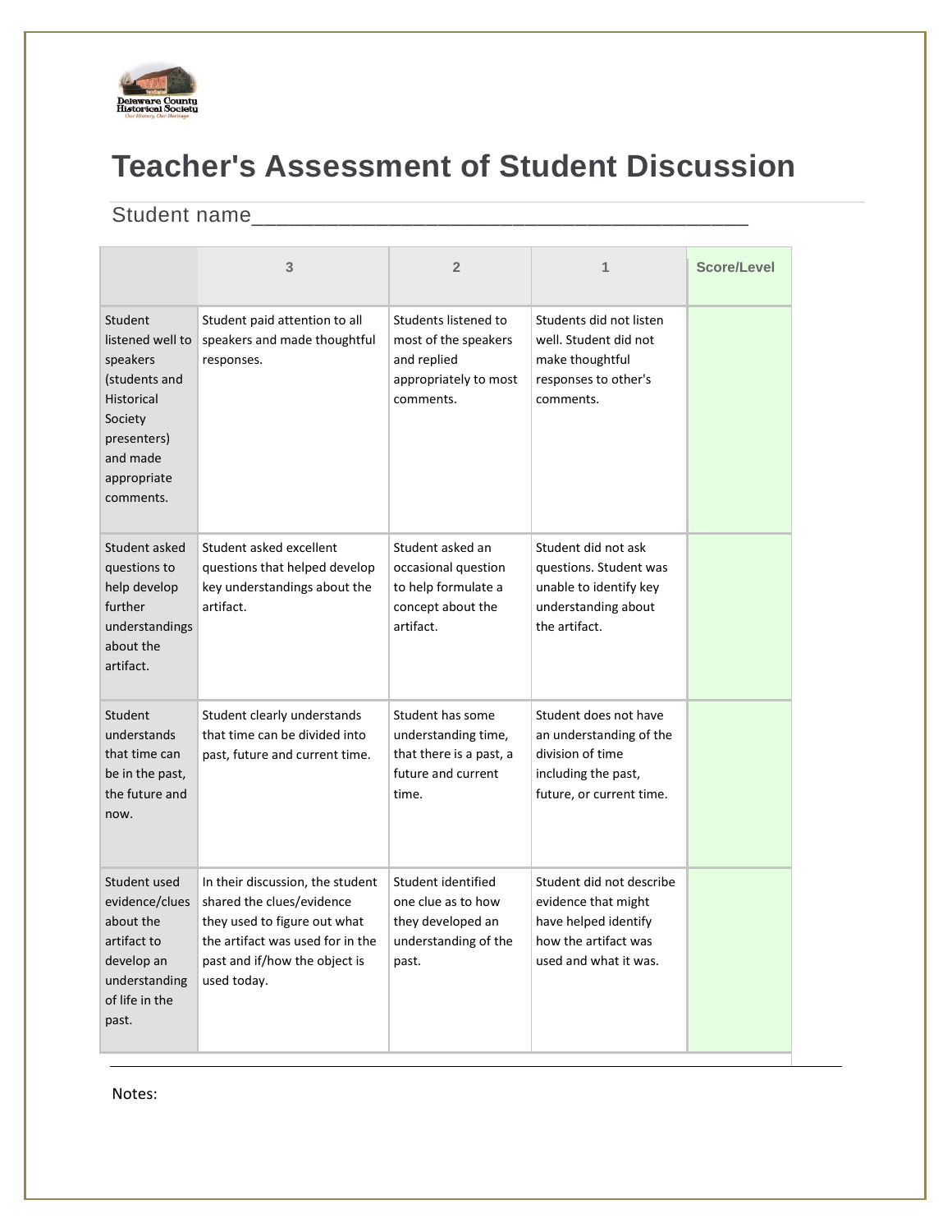# Teacher's Assessment of Student Discussion

Student name_______________________________________

| | 3 | 2 | 1 | Score/Level |
|---|---|---|---|---|
| Student listened well to speakers (students and Historical Society presenters) and made appropriate comments. | Student paid attention to all speakers and made thoughtful responses. | Students listened to most of the speakers and replied appropriately to most comments. | Students did not listen well. Student did not make thoughtful responses to other's comments. | |
| Student asked questions to help develop further understandings about the artifact. | Student asked excellent questions that helped develop key understandings about the artifact. | Student asked an occasional question to help formulate a concept about the artifact. | Student did not ask questions. Student was unable to identify key understanding about the artifact. | |
| Student understands that time can be in the past, the future and now. | Student clearly understands that time can be divided into past, future and current time. | Student has some understanding time, that there is a past, a future and current time. | Student does not have an understanding of the division of time including the past, future, or current time. | |
| Student used evidence/clues about the artifact to develop an understanding of life in the past. | In their discussion, the student shared the clues/evidence they used to figure out what the artifact was used for in the past and if/how the object is used today. | Student identified one clue as to how they developed an understanding of the past. | Student did not describe evidence that might have helped identify how the artifact was used and what it was. | |

Notes: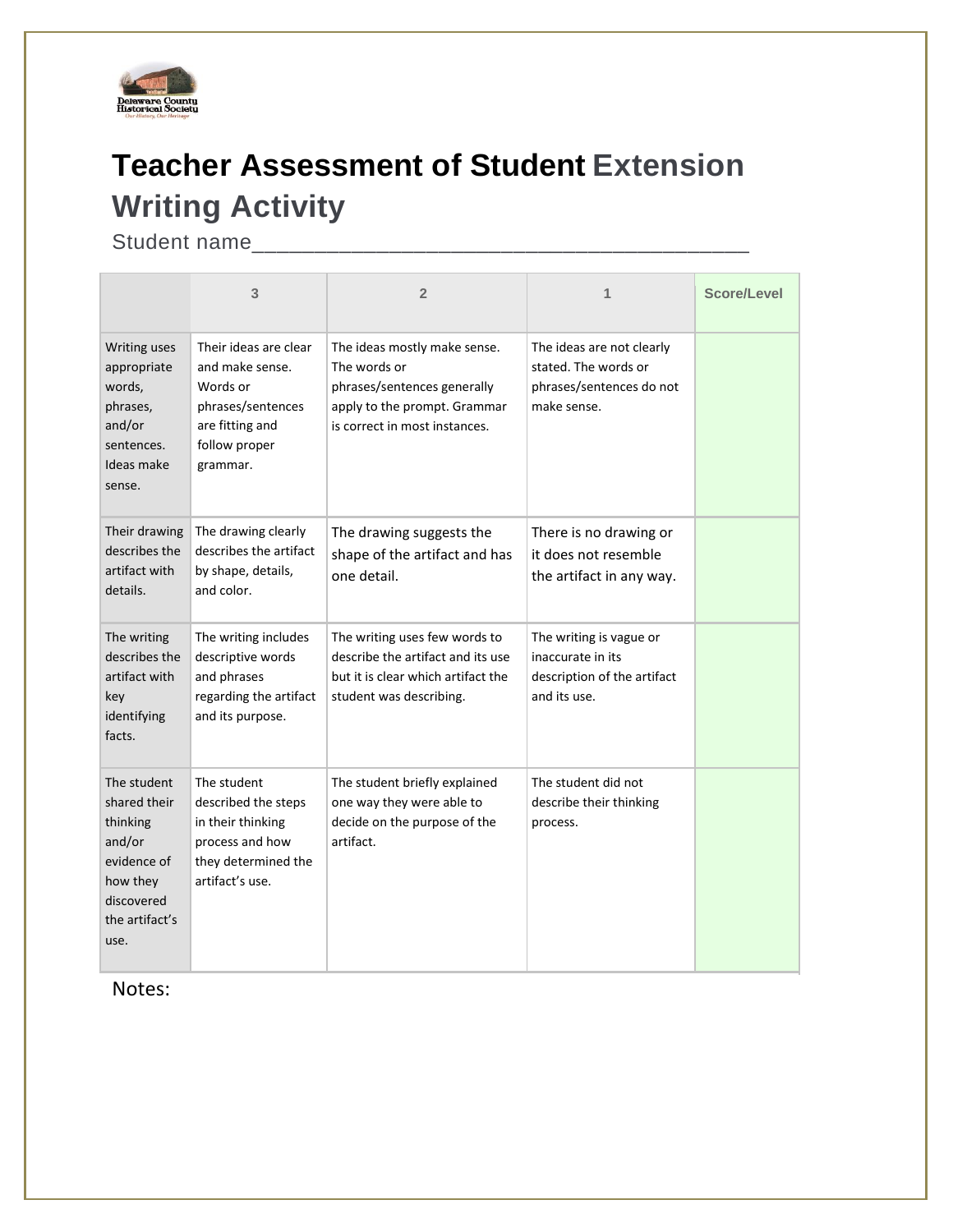# Teacher Assessment of Student Extension Writing Activity

Student name_______________________________________

| | 3 | 2 | 1 | Score/Level |
|---|---|---|---|---|
| Writing uses appropriate words, phrases, and/or sentences. Ideas make sense. | Their ideas are clear and make sense. Words or phrases/sentences are fitting and follow proper grammar. | The ideas mostly make sense. The words or phrases/sentences generally apply to the prompt. Grammar is correct in most instances. | The ideas are not clearly stated. The words or phrases/sentences do not make sense. | |
| Their drawing describes the artifact with details. | The drawing clearly describes the artifact by shape, details, and color. | The drawing suggests the shape of the artifact and has one detail. | There is no drawing or it does not resemble the artifact in any way. | |
| The writing describes the artifact with key identifying facts. | The writing includes descriptive words and phrases regarding the artifact and its purpose. | The writing uses few words to describe the artifact and its use but it is clear which artifact the student was describing. | The writing is vague or inaccurate in its description of the artifact and its use. | |
| The student shared their thinking and/or evidence of how they discovered the artifact's use. | The student described the steps in their thinking process and how they determined the artifact's use. | The student briefly explained one way they were able to decide on the purpose of the artifact. | The student did not describe their thinking process. | |

Notes: